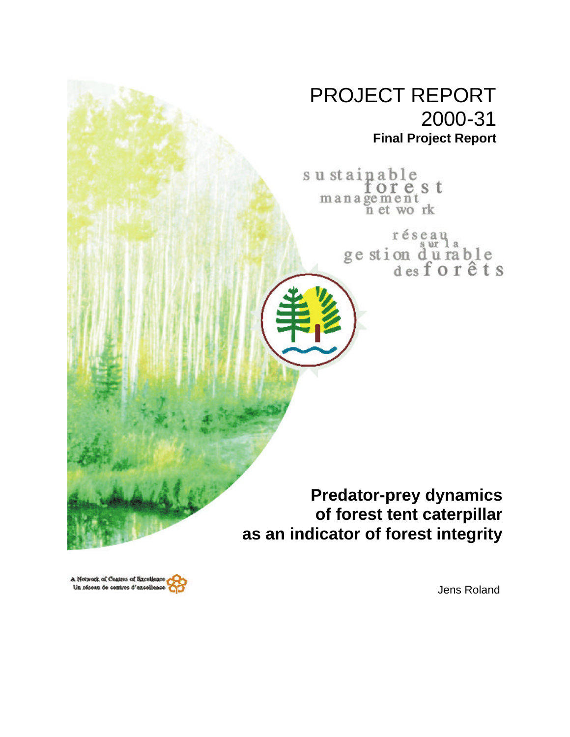# PROJECT REPORT 2000-31

**Final Project Report**

sustainable forest management network

réseau sur la gestion durable des forêts

# Predator-prey dynamics of forest tent caterpillar as an indicator of forest integrity

A Network of Centres of Excellence
Un réseau de centres d'excellence

Jens Roland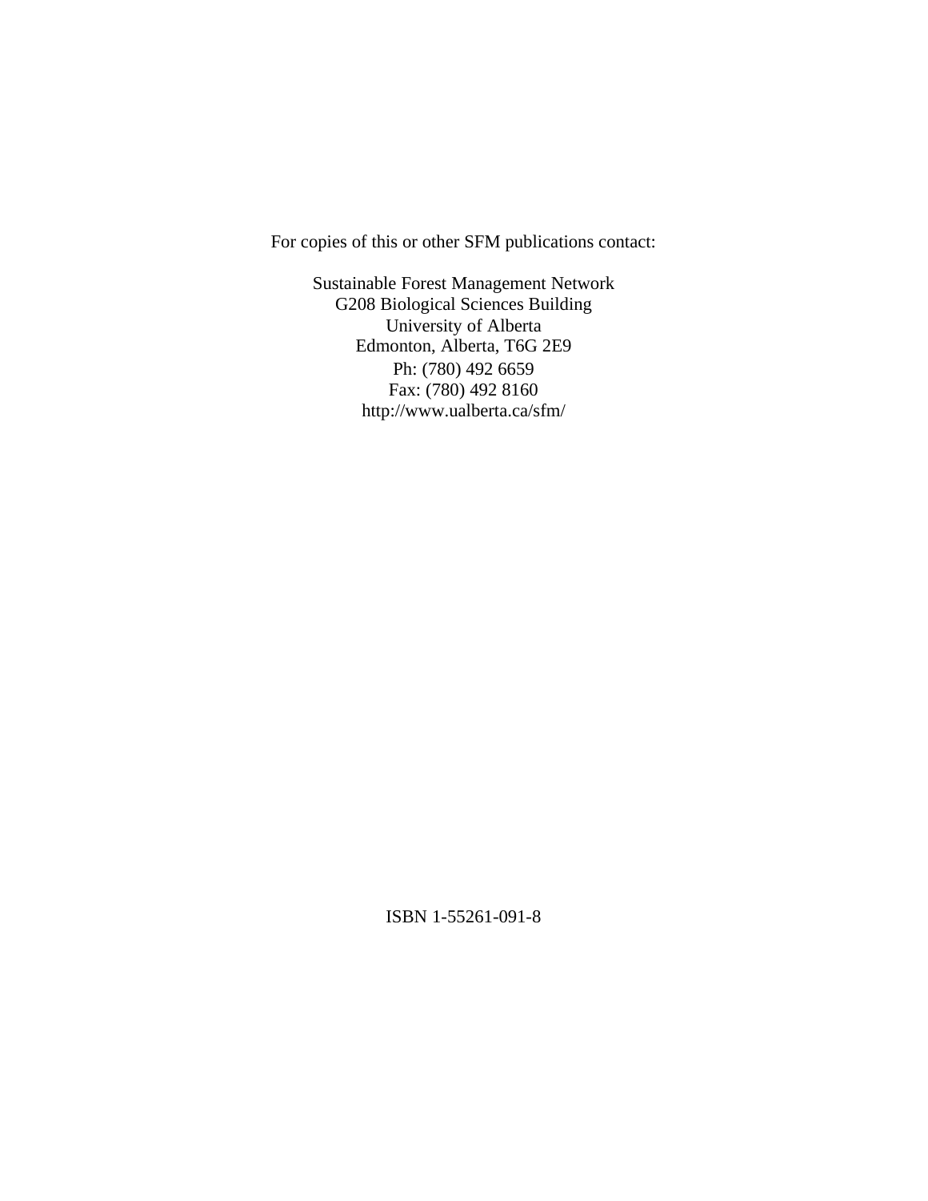For copies of this or other SFM publications contact:

Sustainable Forest Management Network
G208 Biological Sciences Building
University of Alberta
Edmonton, Alberta, T6G 2E9
Ph: (780) 492 6659
Fax: (780) 492 8160
http://www.ualberta.ca/sfm/

ISBN 1-55261-091-8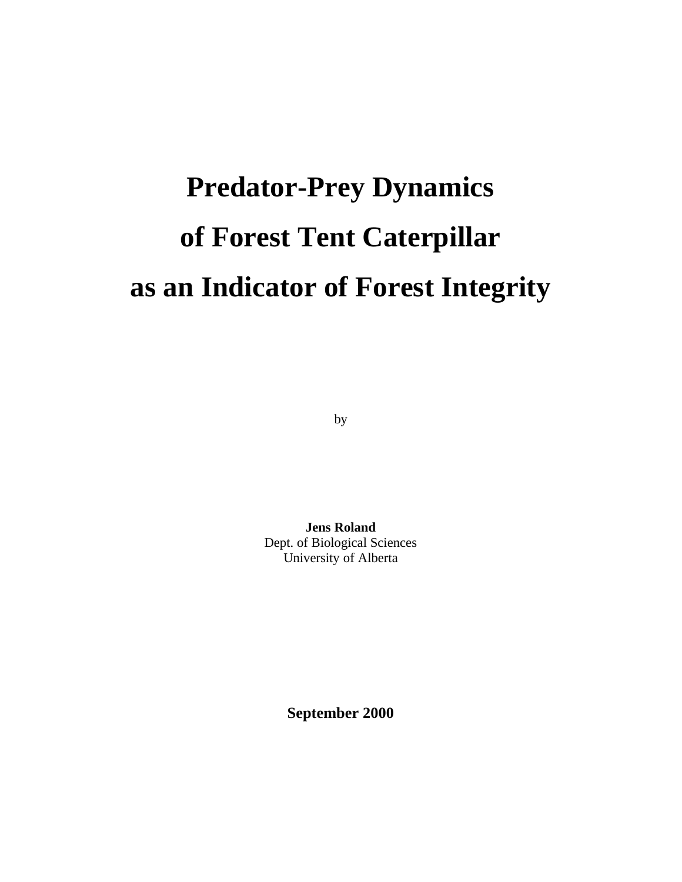# Predator-Prey Dynamics of Forest Tent Caterpillar as an Indicator of Forest Integrity

by

**Jens Roland**
Dept. of Biological Sciences
University of Alberta

**September 2000**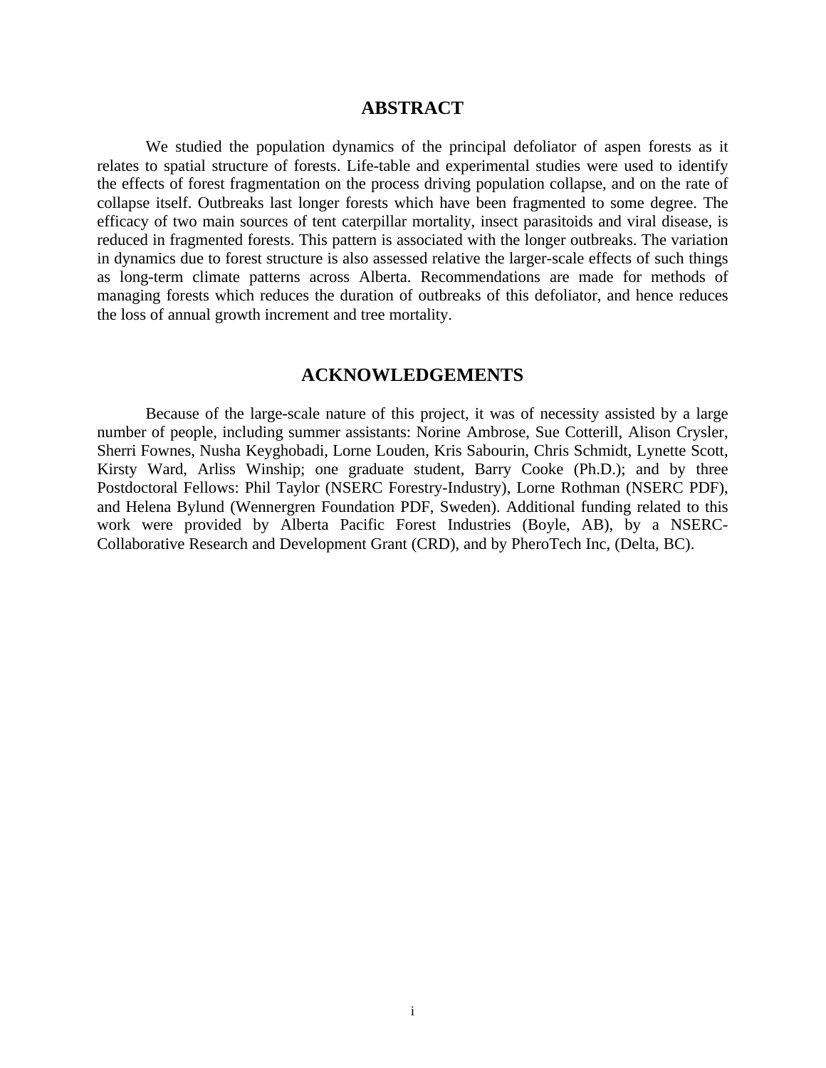## ABSTRACT

We studied the population dynamics of the principal defoliator of aspen forests as it relates to spatial structure of forests. Life-table and experimental studies were used to identify the effects of forest fragmentation on the process driving population collapse, and on the rate of collapse itself. Outbreaks last longer forests which have been fragmented to some degree. The efficacy of two main sources of tent caterpillar mortality, insect parasitoids and viral disease, is reduced in fragmented forests. This pattern is associated with the longer outbreaks. The variation in dynamics due to forest structure is also assessed relative the larger-scale effects of such things as long-term climate patterns across Alberta. Recommendations are made for methods of managing forests which reduces the duration of outbreaks of this defoliator, and hence reduces the loss of annual growth increment and tree mortality.

## ACKNOWLEDGEMENTS

Because of the large-scale nature of this project, it was of necessity assisted by a large number of people, including summer assistants: Norine Ambrose, Sue Cotterill, Alison Crysler, Sherri Fownes, Nusha Keyghobadi, Lorne Louden, Kris Sabourin, Chris Schmidt, Lynette Scott, Kirsty Ward, Arliss Winship; one graduate student, Barry Cooke (Ph.D.); and by three Postdoctoral Fellows: Phil Taylor (NSERC Forestry-Industry), Lorne Rothman (NSERC PDF), and Helena Bylund (Wennergren Foundation PDF, Sweden). Additional funding related to this work were provided by Alberta Pacific Forest Industries (Boyle, AB), by a NSERC-Collaborative Research and Development Grant (CRD), and by PheroTech Inc, (Delta, BC).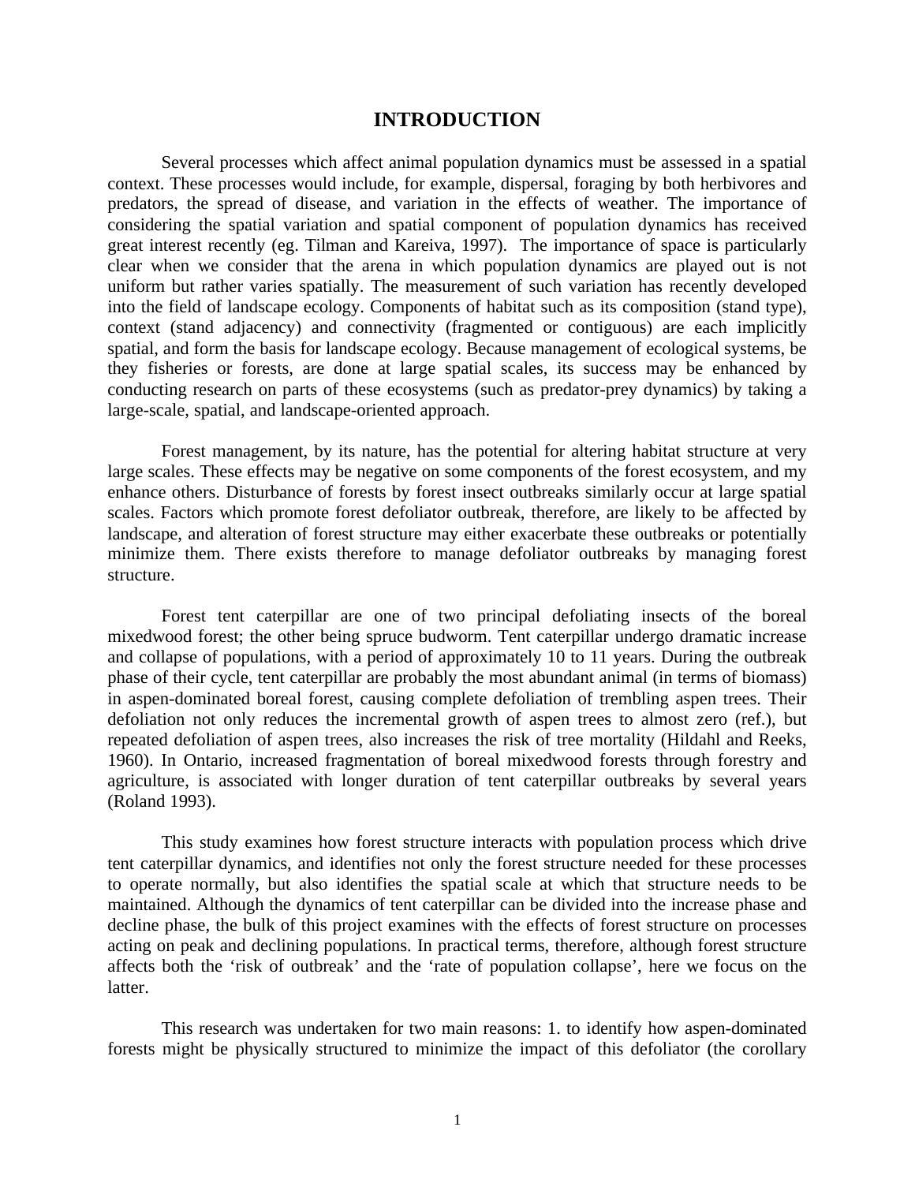# INTRODUCTION

Several processes which affect animal population dynamics must be assessed in a spatial context. These processes would include, for example, dispersal, foraging by both herbivores and predators, the spread of disease, and variation in the effects of weather. The importance of considering the spatial variation and spatial component of population dynamics has received great interest recently (eg. Tilman and Kareiva, 1997). The importance of space is particularly clear when we consider that the arena in which population dynamics are played out is not uniform but rather varies spatially. The measurement of such variation has recently developed into the field of landscape ecology. Components of habitat such as its composition (stand type), context (stand adjacency) and connectivity (fragmented or contiguous) are each implicitly spatial, and form the basis for landscape ecology. Because management of ecological systems, be they fisheries or forests, are done at large spatial scales, its success may be enhanced by conducting research on parts of these ecosystems (such as predator-prey dynamics) by taking a large-scale, spatial, and landscape-oriented approach.

Forest management, by its nature, has the potential for altering habitat structure at very large scales. These effects may be negative on some components of the forest ecosystem, and my enhance others. Disturbance of forests by forest insect outbreaks similarly occur at large spatial scales. Factors which promote forest defoliator outbreak, therefore, are likely to be affected by landscape, and alteration of forest structure may either exacerbate these outbreaks or potentially minimize them. There exists therefore to manage defoliator outbreaks by managing forest structure.

Forest tent caterpillar are one of two principal defoliating insects of the boreal mixedwood forest; the other being spruce budworm. Tent caterpillar undergo dramatic increase and collapse of populations, with a period of approximately 10 to 11 years. During the outbreak phase of their cycle, tent caterpillar are probably the most abundant animal (in terms of biomass) in aspen-dominated boreal forest, causing complete defoliation of trembling aspen trees. Their defoliation not only reduces the incremental growth of aspen trees to almost zero (ref.), but repeated defoliation of aspen trees, also increases the risk of tree mortality (Hildahl and Reeks, 1960). In Ontario, increased fragmentation of boreal mixedwood forests through forestry and agriculture, is associated with longer duration of tent caterpillar outbreaks by several years (Roland 1993).

This study examines how forest structure interacts with population process which drive tent caterpillar dynamics, and identifies not only the forest structure needed for these processes to operate normally, but also identifies the spatial scale at which that structure needs to be maintained. Although the dynamics of tent caterpillar can be divided into the increase phase and decline phase, the bulk of this project examines with the effects of forest structure on processes acting on peak and declining populations. In practical terms, therefore, although forest structure affects both the 'risk of outbreak' and the 'rate of population collapse', here we focus on the latter.

This research was undertaken for two main reasons: 1. to identify how aspen-dominated forests might be physically structured to minimize the impact of this defoliator (the corollary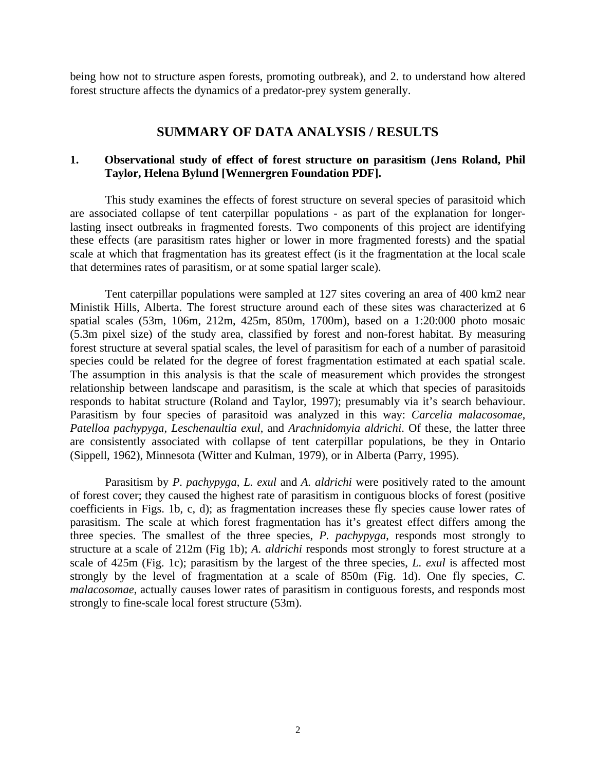being how not to structure aspen forests, promoting outbreak), and 2. to understand how altered forest structure affects the dynamics of a predator-prey system generally.

## SUMMARY OF DATA ANALYSIS / RESULTS

### 1. Observational study of effect of forest structure on parasitism (Jens Roland, Phil Taylor, Helena Bylund [Wennergren Foundation PDF].

This study examines the effects of forest structure on several species of parasitoid which are associated collapse of tent caterpillar populations - as part of the explanation for longer-lasting insect outbreaks in fragmented forests. Two components of this project are identifying these effects (are parasitism rates higher or lower in more fragmented forests) and the spatial scale at which that fragmentation has its greatest effect (is it the fragmentation at the local scale that determines rates of parasitism, or at some spatial larger scale).

Tent caterpillar populations were sampled at 127 sites covering an area of 400 km2 near Ministik Hills, Alberta. The forest structure around each of these sites was characterized at 6 spatial scales (53m, 106m, 212m, 425m, 850m, 1700m), based on a 1:20:000 photo mosaic (5.3m pixel size) of the study area, classified by forest and non-forest habitat. By measuring forest structure at several spatial scales, the level of parasitism for each of a number of parasitoid species could be related for the degree of forest fragmentation estimated at each spatial scale. The assumption in this analysis is that the scale of measurement which provides the strongest relationship between landscape and parasitism, is the scale at which that species of parasitoids responds to habitat structure (Roland and Taylor, 1997); presumably via it's search behaviour. Parasitism by four species of parasitoid was analyzed in this way: *Carcelia malacosomae*, *Patelloa pachypyga*, *Leschenaultia exul*, and *Arachnidomyia aldrichi*. Of these, the latter three are consistently associated with collapse of tent caterpillar populations, be they in Ontario (Sippell, 1962), Minnesota (Witter and Kulman, 1979), or in Alberta (Parry, 1995).

Parasitism by *P. pachypyga*, *L. exul* and *A. aldrichi* were positively rated to the amount of forest cover; they caused the highest rate of parasitism in contiguous blocks of forest (positive coefficients in Figs. 1b, c, d); as fragmentation increases these fly species cause lower rates of parasitism. The scale at which forest fragmentation has it's greatest effect differs among the three species. The smallest of the three species, *P. pachypyga*, responds most strongly to structure at a scale of 212m (Fig 1b); *A. aldrichi* responds most strongly to forest structure at a scale of 425m (Fig. 1c); parasitism by the largest of the three species, *L. exul* is affected most strongly by the level of fragmentation at a scale of 850m (Fig. 1d). One fly species, *C. malacosomae*, actually causes lower rates of parasitism in contiguous forests, and responds most strongly to fine-scale local forest structure (53m).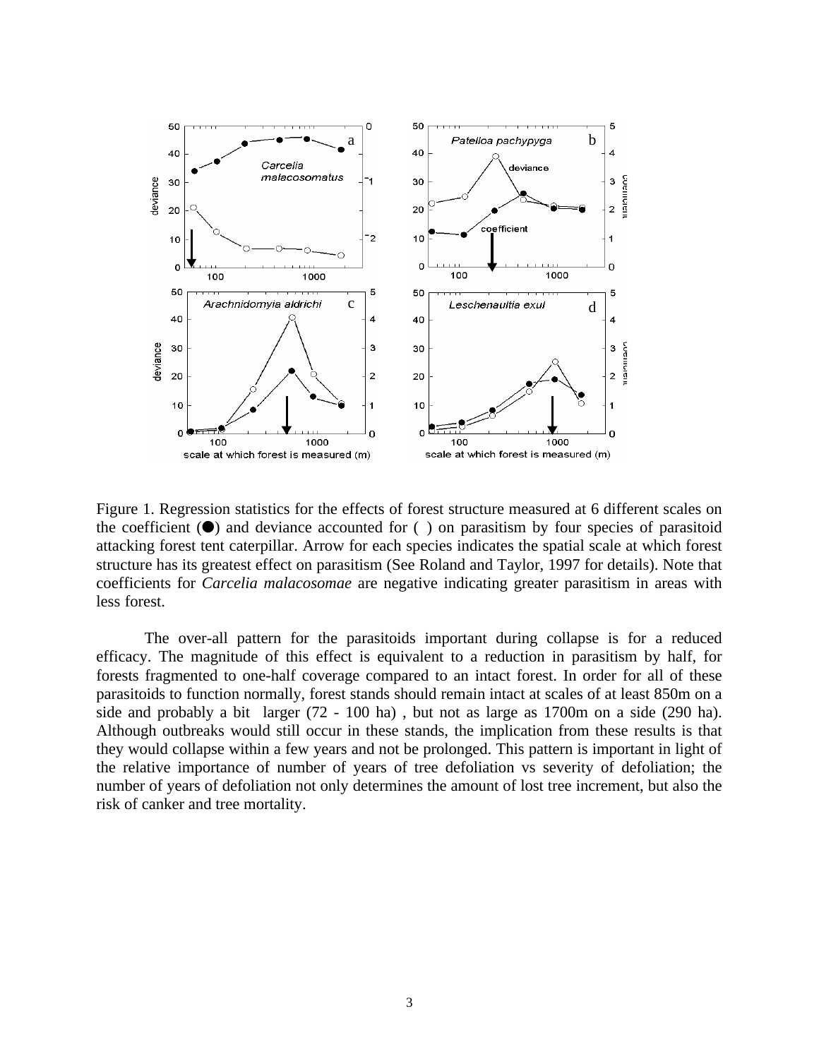Figure 1. Regression statistics for the effects of forest structure measured at 6 different scales on the coefficient (●) and deviance accounted for ( ) on parasitism by four species of parasitoid attacking forest tent caterpillar. Arrow for each species indicates the spatial scale at which forest structure has its greatest effect on parasitism (See Roland and Taylor, 1997 for details). Note that coefficients for *Carcelia malacosomae* are negative indicating greater parasitism in areas with less forest.

The over-all pattern for the parasitoids important during collapse is for a reduced efficacy. The magnitude of this effect is equivalent to a reduction in parasitism by half, for forests fragmented to one-half coverage compared to an intact forest. In order for all of these parasitoids to function normally, forest stands should remain intact at scales of at least 850m on a side and probably a bit larger (72 - 100 ha) , but not as large as 1700m on a side (290 ha). Although outbreaks would still occur in these stands, the implication from these results is that they would collapse within a few years and not be prolonged. This pattern is important in light of the relative importance of number of years of tree defoliation vs severity of defoliation; the number of years of defoliation not only determines the amount of lost tree increment, but also the risk of canker and tree mortality.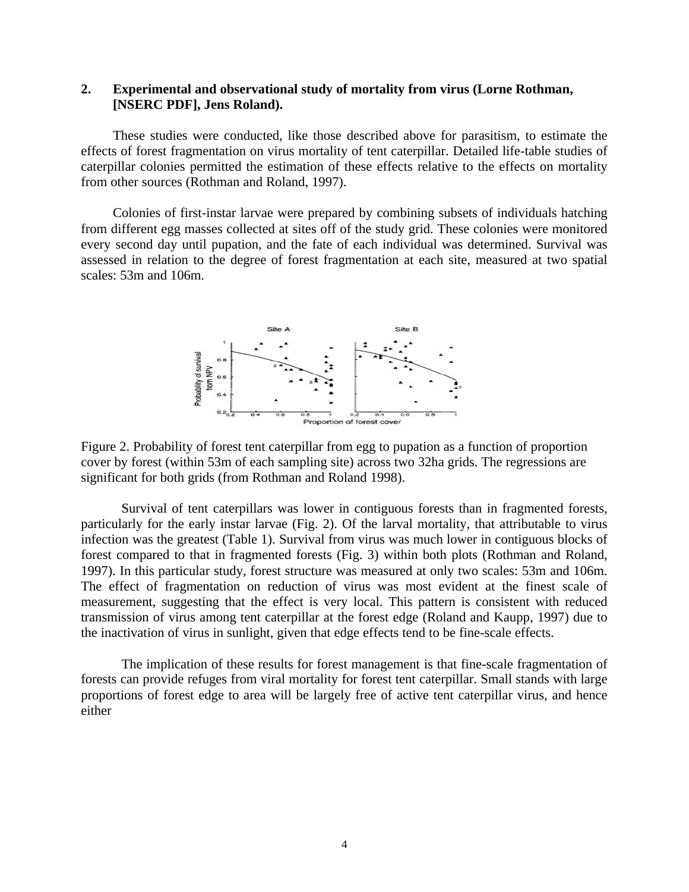## 2. Experimental and observational study of mortality from virus (Lorne Rothman, [NSERC PDF], Jens Roland).

These studies were conducted, like those described above for parasitism, to estimate the effects of forest fragmentation on virus mortality of tent caterpillar. Detailed life-table studies of caterpillar colonies permitted the estimation of these effects relative to the effects on mortality from other sources (Rothman and Roland, 1997).

Colonies of first-instar larvae were prepared by combining subsets of individuals hatching from different egg masses collected at sites off of the study grid. These colonies were monitored every second day until pupation, and the fate of each individual was determined. Survival was assessed in relation to the degree of forest fragmentation at each site, measured at two spatial scales: 53m and 106m.

Figure 2. Probability of forest tent caterpillar from egg to pupation as a function of proportion cover by forest (within 53m of each sampling site) across two 32ha grids. The regressions are significant for both grids (from Rothman and Roland 1998).

Survival of tent caterpillars was lower in contiguous forests than in fragmented forests, particularly for the early instar larvae (Fig. 2). Of the larval mortality, that attributable to virus infection was the greatest (Table 1). Survival from virus was much lower in contiguous blocks of forest compared to that in fragmented forests (Fig. 3) within both plots (Rothman and Roland, 1997). In this particular study, forest structure was measured at only two scales: 53m and 106m. The effect of fragmentation on reduction of virus was most evident at the finest scale of measurement, suggesting that the effect is very local. This pattern is consistent with reduced transmission of virus among tent caterpillar at the forest edge (Roland and Kaupp, 1997) due to the inactivation of virus in sunlight, given that edge effects tend to be fine-scale effects.

The implication of these results for forest management is that fine-scale fragmentation of forests can provide refuges from viral mortality for forest tent caterpillar. Small stands with large proportions of forest edge to area will be largely free of active tent caterpillar virus, and hence either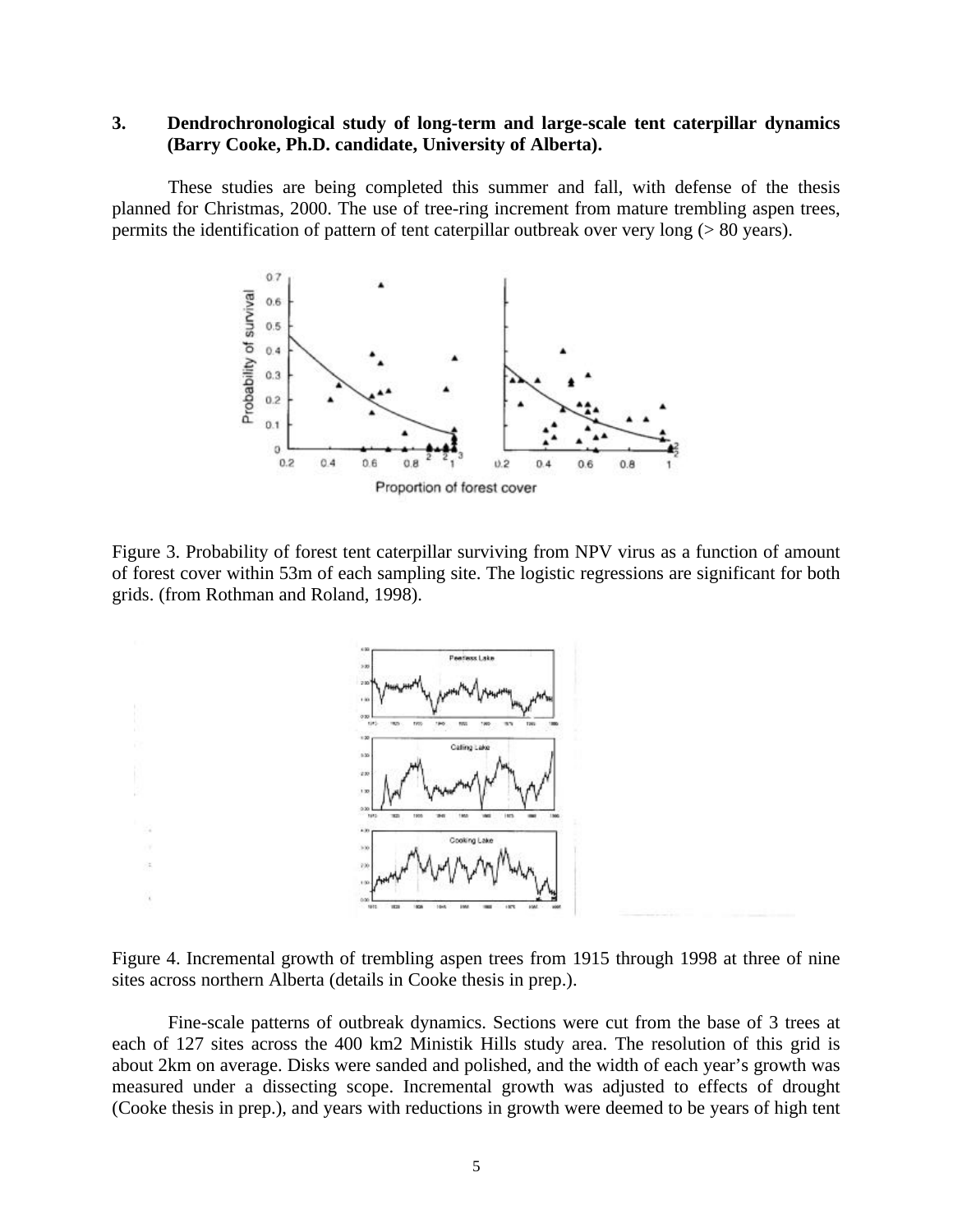### 3. Dendrochronological study of long-term and large-scale tent caterpillar dynamics (Barry Cooke, Ph.D. candidate, University of Alberta).

These studies are being completed this summer and fall, with defense of the thesis planned for Christmas, 2000. The use of tree-ring increment from mature trembling aspen trees, permits the identification of pattern of tent caterpillar outbreak over very long (> 80 years).

Figure 3. Probability of forest tent caterpillar surviving from NPV virus as a function of amount of forest cover within 53m of each sampling site. The logistic regressions are significant for both grids. (from Rothman and Roland, 1998).

Figure 4. Incremental growth of trembling aspen trees from 1915 through 1998 at three of nine sites across northern Alberta (details in Cooke thesis in prep.).

Fine-scale patterns of outbreak dynamics. Sections were cut from the base of 3 trees at each of 127 sites across the 400 km2 Ministik Hills study area. The resolution of this grid is about 2km on average. Disks were sanded and polished, and the width of each year's growth was measured under a dissecting scope. Incremental growth was adjusted to effects of drought (Cooke thesis in prep.), and years with reductions in growth were deemed to be years of high tent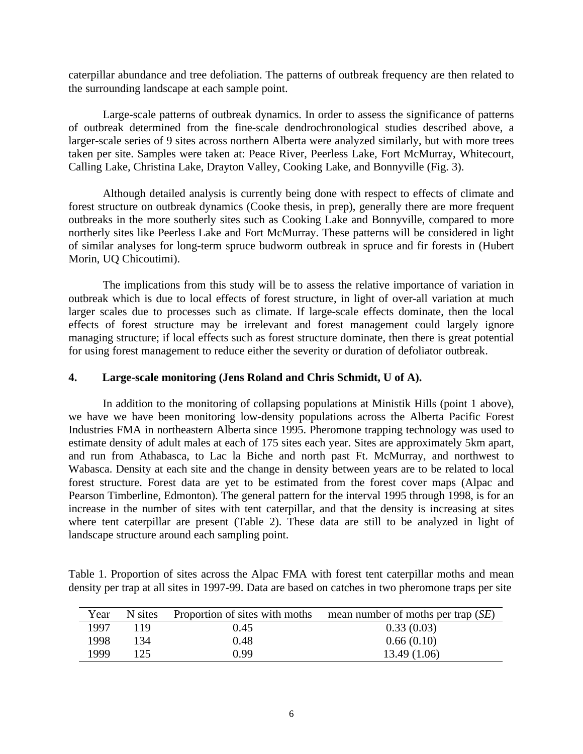caterpillar abundance and tree defoliation. The patterns of outbreak frequency are then related to the surrounding landscape at each sample point.

Large-scale patterns of outbreak dynamics. In order to assess the significance of patterns of outbreak determined from the fine-scale dendrochronological studies described above, a larger-scale series of 9 sites across northern Alberta were analyzed similarly, but with more trees taken per site. Samples were taken at: Peace River, Peerless Lake, Fort McMurray, Whitecourt, Calling Lake, Christina Lake, Drayton Valley, Cooking Lake, and Bonnyville (Fig. 3).

Although detailed analysis is currently being done with respect to effects of climate and forest structure on outbreak dynamics (Cooke thesis, in prep), generally there are more frequent outbreaks in the more southerly sites such as Cooking Lake and Bonnyville, compared to more northerly sites like Peerless Lake and Fort McMurray. These patterns will be considered in light of similar analyses for long-term spruce budworm outbreak in spruce and fir forests in (Hubert Morin, UQ Chicoutimi).

The implications from this study will be to assess the relative importance of variation in outbreak which is due to local effects of forest structure, in light of over-all variation at much larger scales due to processes such as climate. If large-scale effects dominate, then the local effects of forest structure may be irrelevant and forest management could largely ignore managing structure; if local effects such as forest structure dominate, then there is great potential for using forest management to reduce either the severity or duration of defoliator outbreak.

## 4. Large-scale monitoring (Jens Roland and Chris Schmidt, U of A).

In addition to the monitoring of collapsing populations at Ministik Hills (point 1 above), we have we have been monitoring low-density populations across the Alberta Pacific Forest Industries FMA in northeastern Alberta since 1995. Pheromone trapping technology was used to estimate density of adult males at each of 175 sites each year. Sites are approximately 5km apart, and run from Athabasca, to Lac la Biche and north past Ft. McMurray, and northwest to Wabasca. Density at each site and the change in density between years are to be related to local forest structure. Forest data are yet to be estimated from the forest cover maps (Alpac and Pearson Timberline, Edmonton). The general pattern for the interval 1995 through 1998, is for an increase in the number of sites with tent caterpillar, and that the density is increasing at sites where tent caterpillar are present (Table 2). These data are still to be analyzed in light of landscape structure around each sampling point.

Table 1. Proportion of sites across the Alpac FMA with forest tent caterpillar moths and mean density per trap at all sites in 1997-99. Data are based on catches in two pheromone traps per site

| Year | N sites | Proportion of sites with moths | mean number of moths per trap (*SE*) |
|---|---|---|---|
| 1997 | 119 | 0.45 | 0.33 (0.03) |
| 1998 | 134 | 0.48 | 0.66 (0.10) |
| 1999 | 125 | 0.99 | 13.49 (1.06) |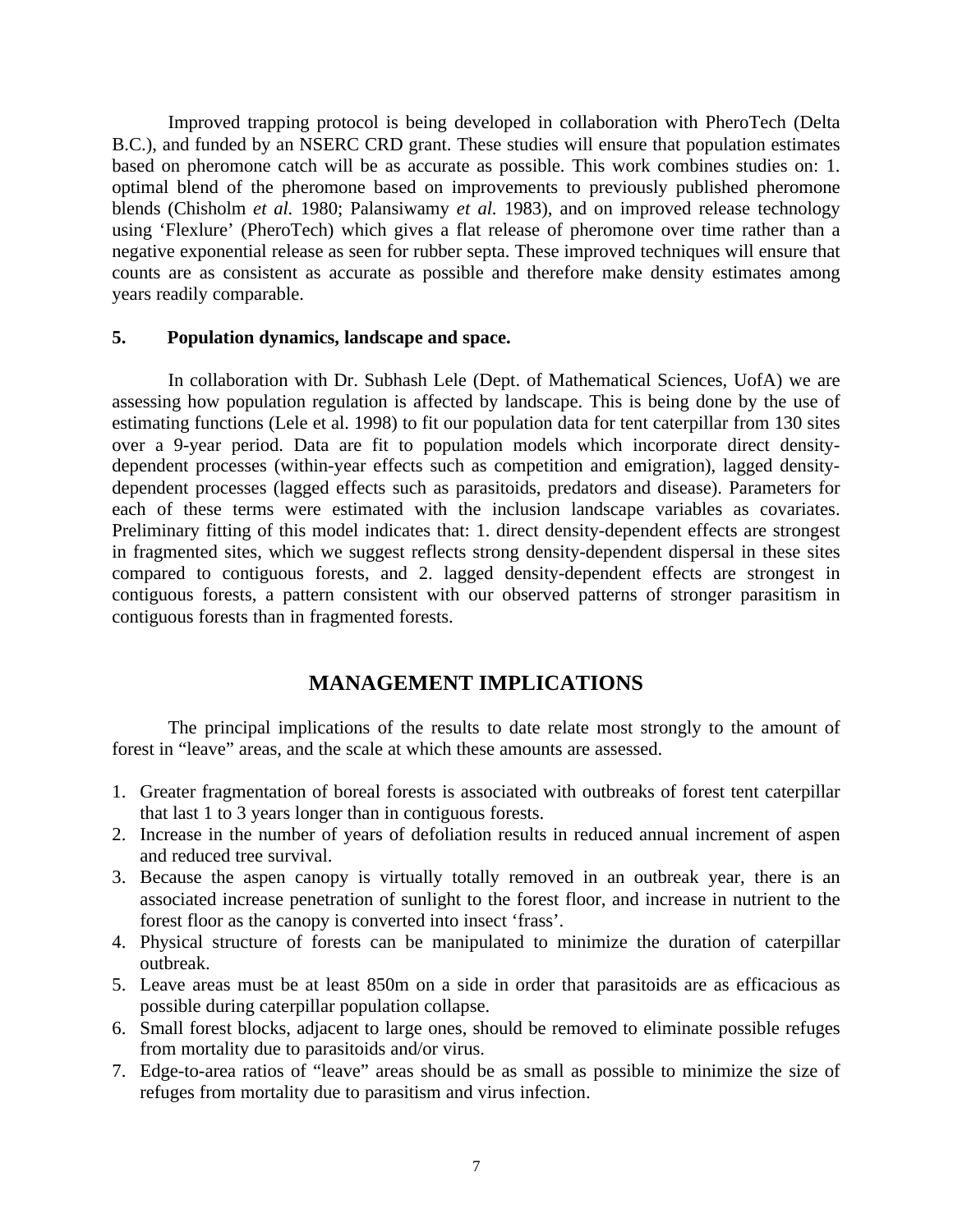Improved trapping protocol is being developed in collaboration with PheroTech (Delta B.C.), and funded by an NSERC CRD grant. These studies will ensure that population estimates based on pheromone catch will be as accurate as possible. This work combines studies on: 1. optimal blend of the pheromone based on improvements to previously published pheromone blends (Chisholm *et al.* 1980; Palansiwamy *et al.* 1983), and on improved release technology using 'Flexlure' (PheroTech) which gives a flat release of pheromone over time rather than a negative exponential release as seen for rubber septa. These improved techniques will ensure that counts are as consistent as accurate as possible and therefore make density estimates among years readily comparable.

**5. Population dynamics, landscape and space.**

In collaboration with Dr. Subhash Lele (Dept. of Mathematical Sciences, UofA) we are assessing how population regulation is affected by landscape. This is being done by the use of estimating functions (Lele et al. 1998) to fit our population data for tent caterpillar from 130 sites over a 9-year period. Data are fit to population models which incorporate direct density-dependent processes (within-year effects such as competition and emigration), lagged density-dependent processes (lagged effects such as parasitoids, predators and disease). Parameters for each of these terms were estimated with the inclusion landscape variables as covariates. Preliminary fitting of this model indicates that: 1. direct density-dependent effects are strongest in fragmented sites, which we suggest reflects strong density-dependent dispersal in these sites compared to contiguous forests, and 2. lagged density-dependent effects are strongest in contiguous forests, a pattern consistent with our observed patterns of stronger parasitism in contiguous forests than in fragmented forests.

## MANAGEMENT IMPLICATIONS

The principal implications of the results to date relate most strongly to the amount of forest in "leave" areas, and the scale at which these amounts are assessed.

1. Greater fragmentation of boreal forests is associated with outbreaks of forest tent caterpillar that last 1 to 3 years longer than in contiguous forests.
2. Increase in the number of years of defoliation results in reduced annual increment of aspen and reduced tree survival.
3. Because the aspen canopy is virtually totally removed in an outbreak year, there is an associated increase penetration of sunlight to the forest floor, and increase in nutrient to the forest floor as the canopy is converted into insect 'frass'.
4. Physical structure of forests can be manipulated to minimize the duration of caterpillar outbreak.
5. Leave areas must be at least 850m on a side in order that parasitoids are as efficacious as possible during caterpillar population collapse.
6. Small forest blocks, adjacent to large ones, should be removed to eliminate possible refuges from mortality due to parasitoids and/or virus.
7. Edge-to-area ratios of "leave" areas should be as small as possible to minimize the size of refuges from mortality due to parasitism and virus infection.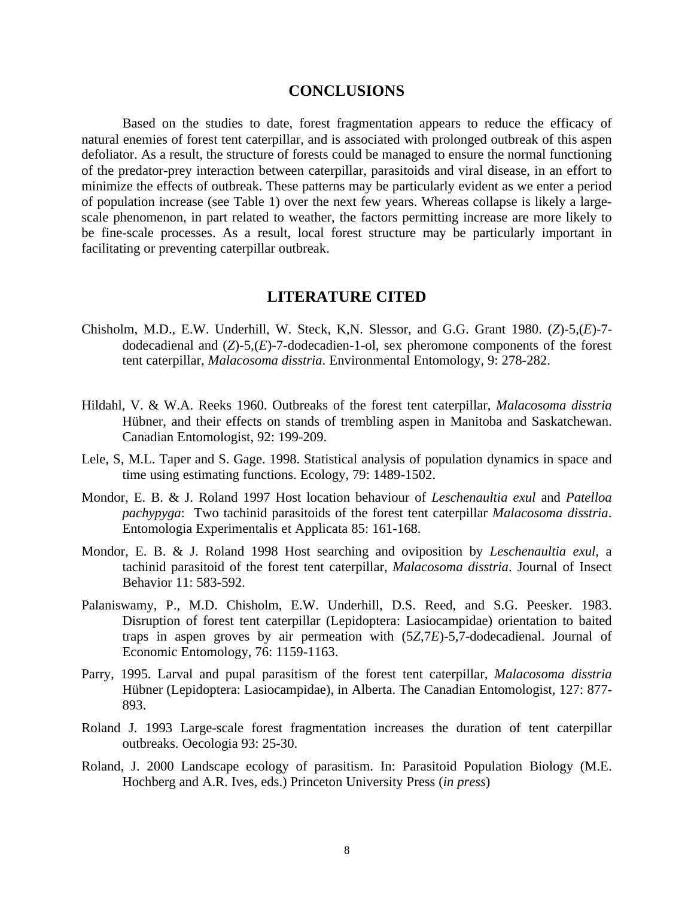## CONCLUSIONS

Based on the studies to date, forest fragmentation appears to reduce the efficacy of natural enemies of forest tent caterpillar, and is associated with prolonged outbreak of this aspen defoliator. As a result, the structure of forests could be managed to ensure the normal functioning of the predator-prey interaction between caterpillar, parasitoids and viral disease, in an effort to minimize the effects of outbreak. These patterns may be particularly evident as we enter a period of population increase (see Table 1) over the next few years. Whereas collapse is likely a large-scale phenomenon, in part related to weather, the factors permitting increase are more likely to be fine-scale processes. As a result, local forest structure may be particularly important in facilitating or preventing caterpillar outbreak.

## LITERATURE CITED

Chisholm, M.D., E.W. Underhill, W. Steck, K,N. Slessor, and G.G. Grant 1980. (*Z*)-5,(*E*)-7-dodecadienal and (*Z*)-5,(*E*)-7-dodecadien-1-ol, sex pheromone components of the forest tent caterpillar, *Malacosoma disstria*. Environmental Entomology, 9: 278-282.

Hildahl, V. & W.A. Reeks 1960. Outbreaks of the forest tent caterpillar, *Malacosoma disstria* Hübner, and their effects on stands of trembling aspen in Manitoba and Saskatchewan. Canadian Entomologist, 92: 199-209.

Lele, S, M.L. Taper and S. Gage. 1998. Statistical analysis of population dynamics in space and time using estimating functions. Ecology, 79: 1489-1502.

Mondor, E. B. & J. Roland 1997 Host location behaviour of *Leschenaultia exul* and *Patelloa pachypyga*: Two tachinid parasitoids of the forest tent caterpillar *Malacosoma disstria*. Entomologia Experimentalis et Applicata 85: 161-168.

Mondor, E. B. & J. Roland 1998 Host searching and oviposition by *Leschenaultia exul*, a tachinid parasitoid of the forest tent caterpillar, *Malacosoma disstria*. Journal of Insect Behavior 11: 583-592.

Palaniswamy, P., M.D. Chisholm, E.W. Underhill, D.S. Reed, and S.G. Peesker. 1983. Disruption of forest tent caterpillar (Lepidoptera: Lasiocampidae) orientation to baited traps in aspen groves by air permeation with (5*Z*,7*E*)-5,7-dodecadienal. Journal of Economic Entomology, 76: 1159-1163.

Parry, 1995. Larval and pupal parasitism of the forest tent caterpillar, *Malacosoma disstria* Hübner (Lepidoptera: Lasiocampidae), in Alberta. The Canadian Entomologist, 127: 877-893.

Roland J. 1993 Large-scale forest fragmentation increases the duration of tent caterpillar outbreaks. Oecologia 93: 25-30.

Roland, J. 2000 Landscape ecology of parasitism. In: Parasitoid Population Biology (M.E. Hochberg and A.R. Ives, eds.) Princeton University Press (*in press*)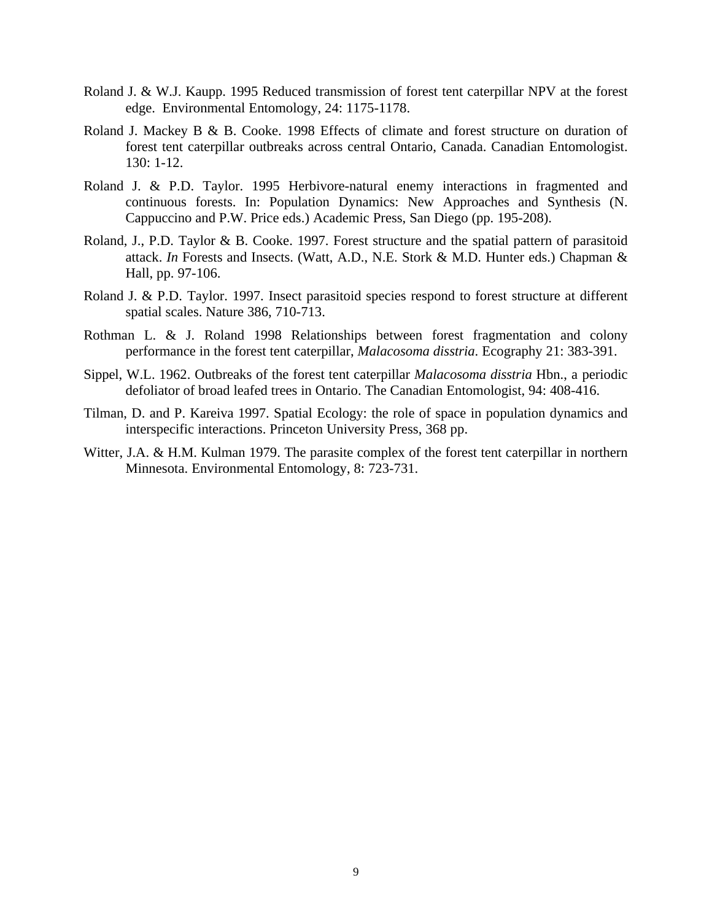Roland J. & W.J. Kaupp. 1995 Reduced transmission of forest tent caterpillar NPV at the forest edge. Environmental Entomology, 24: 1175-1178.

Roland J. Mackey B & B. Cooke. 1998 Effects of climate and forest structure on duration of forest tent caterpillar outbreaks across central Ontario, Canada. Canadian Entomologist. 130: 1-12.

Roland J. & P.D. Taylor. 1995 Herbivore-natural enemy interactions in fragmented and continuous forests. In: Population Dynamics: New Approaches and Synthesis (N. Cappuccino and P.W. Price eds.) Academic Press, San Diego (pp. 195-208).

Roland, J., P.D. Taylor & B. Cooke. 1997. Forest structure and the spatial pattern of parasitoid attack. *In* Forests and Insects. (Watt, A.D., N.E. Stork & M.D. Hunter eds.) Chapman & Hall, pp. 97-106.

Roland J. & P.D. Taylor. 1997. Insect parasitoid species respond to forest structure at different spatial scales. Nature 386, 710-713.

Rothman L. & J. Roland 1998 Relationships between forest fragmentation and colony performance in the forest tent caterpillar, *Malacosoma disstria*. Ecography 21: 383-391.

Sippel, W.L. 1962. Outbreaks of the forest tent caterpillar *Malacosoma disstria* Hbn., a periodic defoliator of broad leafed trees in Ontario. The Canadian Entomologist, 94: 408-416.

Tilman, D. and P. Kareiva 1997. Spatial Ecology: the role of space in population dynamics and interspecific interactions. Princeton University Press, 368 pp.

Witter, J.A. & H.M. Kulman 1979. The parasite complex of the forest tent caterpillar in northern Minnesota. Environmental Entomology, 8: 723-731.